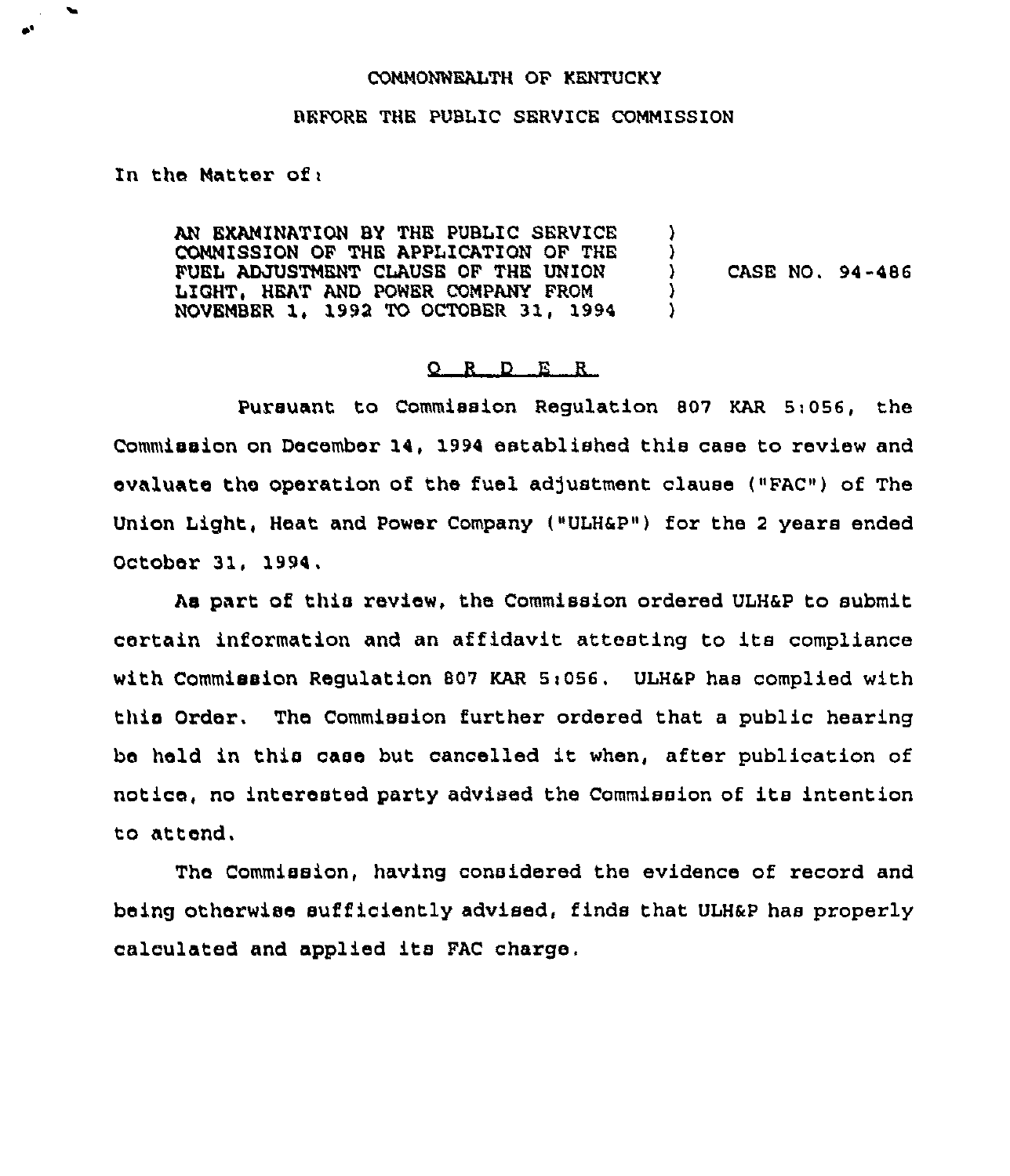COMMONWEALTH OF KENTUCKY

BEFORE THE PUBLIC SERVICE COMMISSION

In the Matter of:

AN EXAMINATION BY THE PUBLIC SERVICE COMMISSION OF THE APPLICATION OF THE FUEL ADJUSTMENT CLAUSE OF THE UNION LIGHT, HEAT AND POWER COMPANY FROM NOVEMBER 1, 1992 TO OCTOBER 31, 1994 ) CASE NO. 94-486

## ORDER

Pursuant to Commission Regulation 807 KAR 5:056, the Commission on December 14, 1994 established this case to review and evaluate the operation of the fuel adjustment clause ("FAC") of The Union Light, Heat and Power Company ("ULH&P") for the 2 years ended October 31, 1994.

As part of this review, the Commission ordered ULH&P to submit certain information and an affidavit attesting to its compliance with Commission Regulation 807 KAR 5:056. ULH&P has complied with this Order. The Commission further ordered that a public hearing be held in this case but cancelled it when, after publication of notice, no interested party advised the Commission of its intention to attend.

The Commission, having considered the evidence of record and being otherwise sufficiently advised, finds that ULH&P has properly calculated and applied its FAC charge.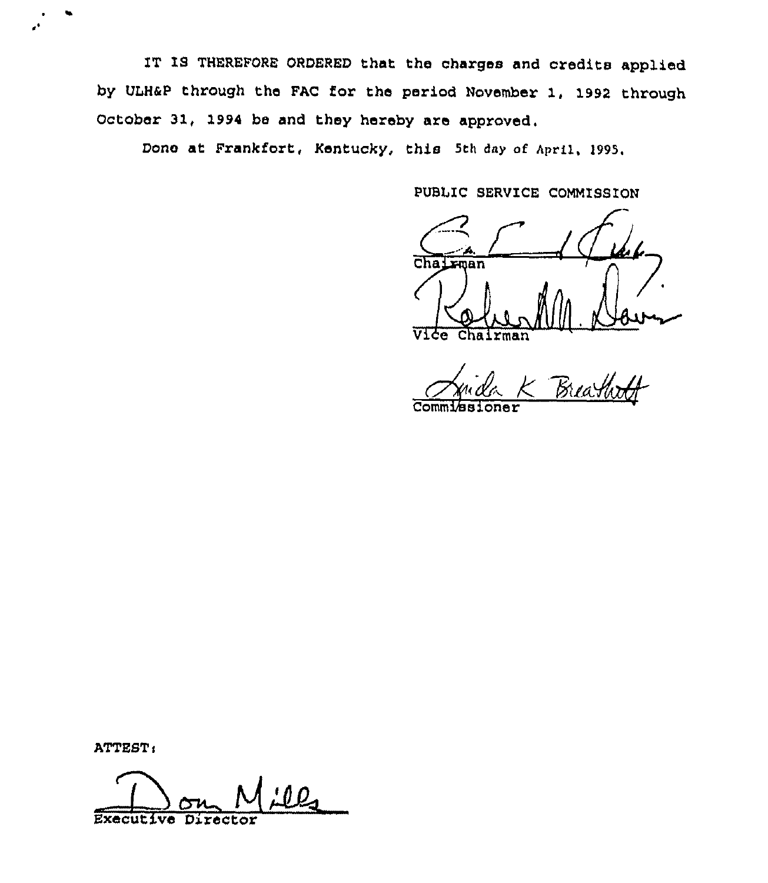IT IS THEREFORE ORDERED that the charges and credits applied by ULH&P through the FAC for the period November 1, 1992 through October 31, 1994 be and they hereby are approved.

Done at Frankfort, Kentucky, this 5th day of April, 1995.

PUBLIC SERVICE COMMISSION

Chairman

Vice Chairman

Commissioner

ATTEST:

Executive Director